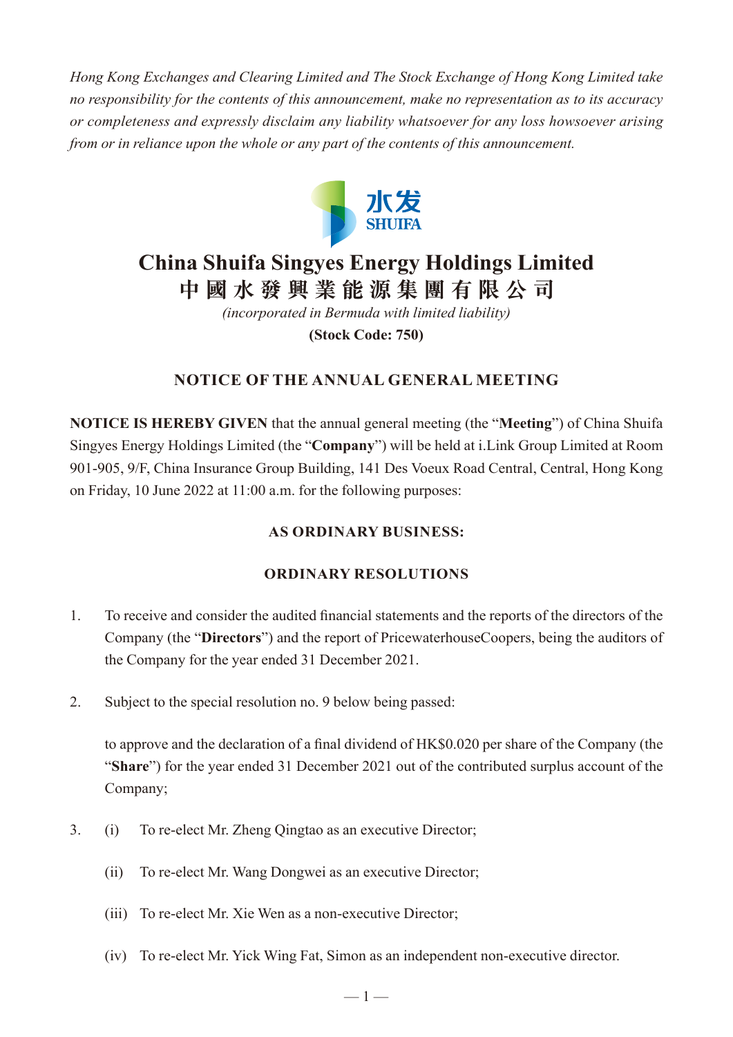*Hong Kong Exchanges and Clearing Limited and The Stock Exchange of Hong Kong Limited take no responsibility for the contents of this announcement, make no representation as to its accuracy or completeness and expressly disclaim any liability whatsoever for any loss howsoever arising from or in reliance upon the whole or any part of the contents of this announcement.*

水发
SHUIFA

# China Shuifa Singyes Energy Holdings Limited
# 中國水發興業能源集團有限公司

*(incorporated in Bermuda with limited liability)*

**(Stock Code: 750)**

## NOTICE OF THE ANNUAL GENERAL MEETING

**NOTICE IS HEREBY GIVEN** that the annual general meeting (the "**Meeting**") of China Shuifa Singyes Energy Holdings Limited (the "**Company**") will be held at i.Link Group Limited at Room 901-905, 9/F, China Insurance Group Building, 141 Des Voeux Road Central, Central, Hong Kong on Friday, 10 June 2022 at 11:00 a.m. for the following purposes:

### AS ORDINARY BUSINESS:

### ORDINARY RESOLUTIONS

1. To receive and consider the audited financial statements and the reports of the directors of the Company (the "**Directors**") and the report of PricewaterhouseCoopers, being the auditors of the Company for the year ended 31 December 2021.

2. Subject to the special resolution no. 9 below being passed:

   to approve and the declaration of a final dividend of HK$0.020 per share of the Company (the "**Share**") for the year ended 31 December 2021 out of the contributed surplus account of the Company;

3. (i) To re-elect Mr. Zheng Qingtao as an executive Director;

   (ii) To re-elect Mr. Wang Dongwei as an executive Director;

   (iii) To re-elect Mr. Xie Wen as a non-executive Director;

   (iv) To re-elect Mr. Yick Wing Fat, Simon as an independent non-executive director.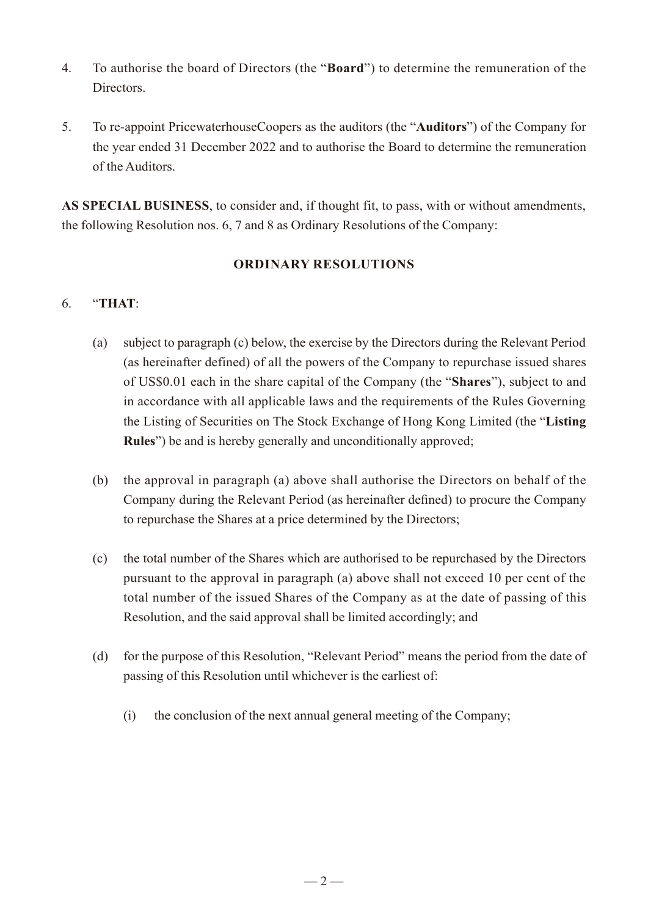4. To authorise the board of Directors (the "**Board**") to determine the remuneration of the Directors.

5. To re-appoint PricewaterhouseCoopers as the auditors (the "**Auditors**") of the Company for the year ended 31 December 2022 and to authorise the Board to determine the remuneration of the Auditors.

**AS SPECIAL BUSINESS**, to consider and, if thought fit, to pass, with or without amendments, the following Resolution nos. 6, 7 and 8 as Ordinary Resolutions of the Company:

**ORDINARY RESOLUTIONS**

6. "**THAT**:

   (a) subject to paragraph (c) below, the exercise by the Directors during the Relevant Period (as hereinafter defined) of all the powers of the Company to repurchase issued shares of US$0.01 each in the share capital of the Company (the "**Shares**"), subject to and in accordance with all applicable laws and the requirements of the Rules Governing the Listing of Securities on The Stock Exchange of Hong Kong Limited (the "**Listing Rules**") be and is hereby generally and unconditionally approved;

   (b) the approval in paragraph (a) above shall authorise the Directors on behalf of the Company during the Relevant Period (as hereinafter defined) to procure the Company to repurchase the Shares at a price determined by the Directors;

   (c) the total number of the Shares which are authorised to be repurchased by the Directors pursuant to the approval in paragraph (a) above shall not exceed 10 per cent of the total number of the issued Shares of the Company as at the date of passing of this Resolution, and the said approval shall be limited accordingly; and

   (d) for the purpose of this Resolution, "Relevant Period" means the period from the date of passing of this Resolution until whichever is the earliest of:

      (i) the conclusion of the next annual general meeting of the Company;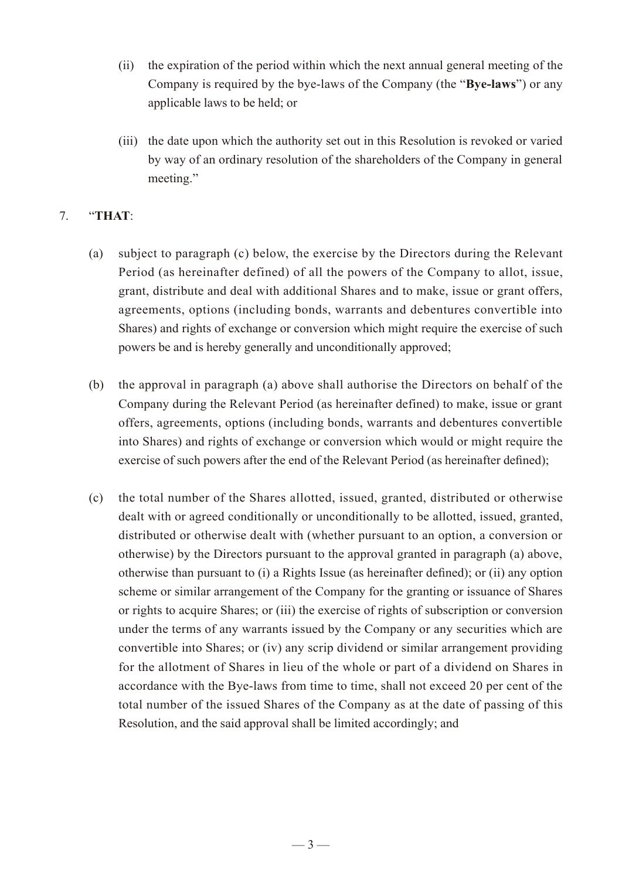(ii) the expiration of the period within which the next annual general meeting of the Company is required by the bye-laws of the Company (the "**Bye-laws**") or any applicable laws to be held; or

(iii) the date upon which the authority set out in this Resolution is revoked or varied by way of an ordinary resolution of the shareholders of the Company in general meeting."

7. "**THAT**:

(a) subject to paragraph (c) below, the exercise by the Directors during the Relevant Period (as hereinafter defined) of all the powers of the Company to allot, issue, grant, distribute and deal with additional Shares and to make, issue or grant offers, agreements, options (including bonds, warrants and debentures convertible into Shares) and rights of exchange or conversion which might require the exercise of such powers be and is hereby generally and unconditionally approved;

(b) the approval in paragraph (a) above shall authorise the Directors on behalf of the Company during the Relevant Period (as hereinafter defined) to make, issue or grant offers, agreements, options (including bonds, warrants and debentures convertible into Shares) and rights of exchange or conversion which would or might require the exercise of such powers after the end of the Relevant Period (as hereinafter defined);

(c) the total number of the Shares allotted, issued, granted, distributed or otherwise dealt with or agreed conditionally or unconditionally to be allotted, issued, granted, distributed or otherwise dealt with (whether pursuant to an option, a conversion or otherwise) by the Directors pursuant to the approval granted in paragraph (a) above, otherwise than pursuant to (i) a Rights Issue (as hereinafter defined); or (ii) any option scheme or similar arrangement of the Company for the granting or issuance of Shares or rights to acquire Shares; or (iii) the exercise of rights of subscription or conversion under the terms of any warrants issued by the Company or any securities which are convertible into Shares; or (iv) any scrip dividend or similar arrangement providing for the allotment of Shares in lieu of the whole or part of a dividend on Shares in accordance with the Bye-laws from time to time, shall not exceed 20 per cent of the total number of the issued Shares of the Company as at the date of passing of this Resolution, and the said approval shall be limited accordingly; and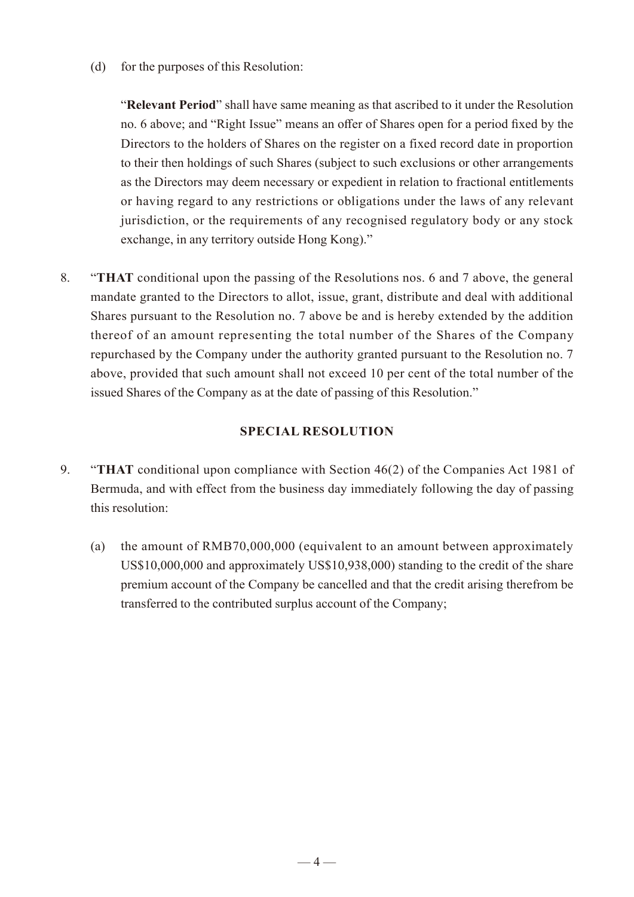(d) for the purposes of this Resolution:

"**Relevant Period**" shall have same meaning as that ascribed to it under the Resolution no. 6 above; and "Right Issue" means an offer of Shares open for a period fixed by the Directors to the holders of Shares on the register on a fixed record date in proportion to their then holdings of such Shares (subject to such exclusions or other arrangements as the Directors may deem necessary or expedient in relation to fractional entitlements or having regard to any restrictions or obligations under the laws of any relevant jurisdiction, or the requirements of any recognised regulatory body or any stock exchange, in any territory outside Hong Kong)."

8. "**THAT** conditional upon the passing of the Resolutions nos. 6 and 7 above, the general mandate granted to the Directors to allot, issue, grant, distribute and deal with additional Shares pursuant to the Resolution no. 7 above be and is hereby extended by the addition thereof of an amount representing the total number of the Shares of the Company repurchased by the Company under the authority granted pursuant to the Resolution no. 7 above, provided that such amount shall not exceed 10 per cent of the total number of the issued Shares of the Company as at the date of passing of this Resolution."

## SPECIAL RESOLUTION

9. "**THAT** conditional upon compliance with Section 46(2) of the Companies Act 1981 of Bermuda, and with effect from the business day immediately following the day of passing this resolution:

   (a) the amount of RMB70,000,000 (equivalent to an amount between approximately US$10,000,000 and approximately US$10,938,000) standing to the credit of the share premium account of the Company be cancelled and that the credit arising therefrom be transferred to the contributed surplus account of the Company;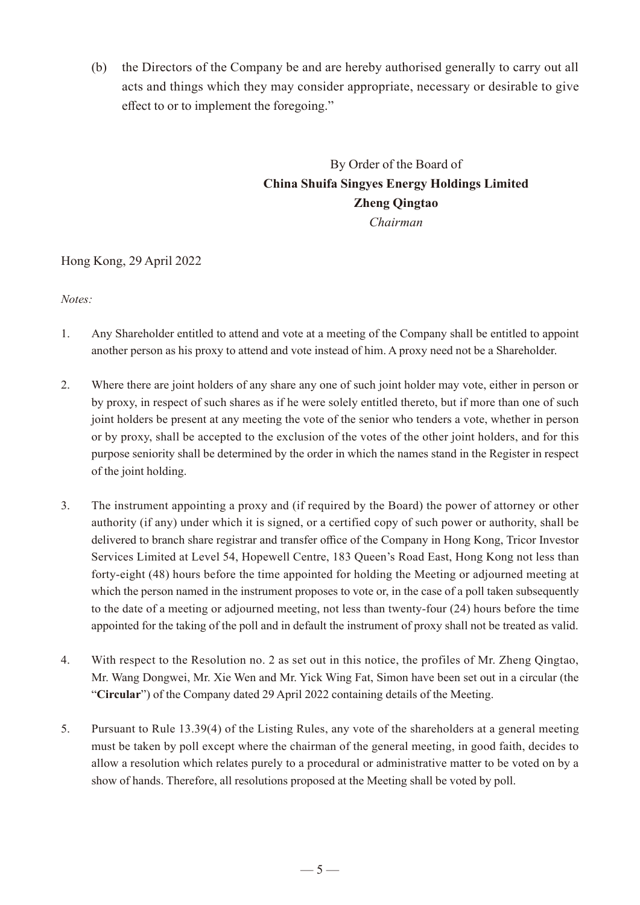(b) the Directors of the Company be and are hereby authorised generally to carry out all acts and things which they may consider appropriate, necessary or desirable to give effect to or to implement the foregoing."

By Order of the Board of
**China Shuifa Singyes Energy Holdings Limited**
**Zheng Qingtao**
*Chairman*

Hong Kong, 29 April 2022

*Notes:*

1. Any Shareholder entitled to attend and vote at a meeting of the Company shall be entitled to appoint another person as his proxy to attend and vote instead of him. A proxy need not be a Shareholder.

2. Where there are joint holders of any share any one of such joint holder may vote, either in person or by proxy, in respect of such shares as if he were solely entitled thereto, but if more than one of such joint holders be present at any meeting the vote of the senior who tenders a vote, whether in person or by proxy, shall be accepted to the exclusion of the votes of the other joint holders, and for this purpose seniority shall be determined by the order in which the names stand in the Register in respect of the joint holding.

3. The instrument appointing a proxy and (if required by the Board) the power of attorney or other authority (if any) under which it is signed, or a certified copy of such power or authority, shall be delivered to branch share registrar and transfer office of the Company in Hong Kong, Tricor Investor Services Limited at Level 54, Hopewell Centre, 183 Queen's Road East, Hong Kong not less than forty-eight (48) hours before the time appointed for holding the Meeting or adjourned meeting at which the person named in the instrument proposes to vote or, in the case of a poll taken subsequently to the date of a meeting or adjourned meeting, not less than twenty-four (24) hours before the time appointed for the taking of the poll and in default the instrument of proxy shall not be treated as valid.

4. With respect to the Resolution no. 2 as set out in this notice, the profiles of Mr. Zheng Qingtao, Mr. Wang Dongwei, Mr. Xie Wen and Mr. Yick Wing Fat, Simon have been set out in a circular (the "**Circular**") of the Company dated 29 April 2022 containing details of the Meeting.

5. Pursuant to Rule 13.39(4) of the Listing Rules, any vote of the shareholders at a general meeting must be taken by poll except where the chairman of the general meeting, in good faith, decides to allow a resolution which relates purely to a procedural or administrative matter to be voted on by a show of hands. Therefore, all resolutions proposed at the Meeting shall be voted by poll.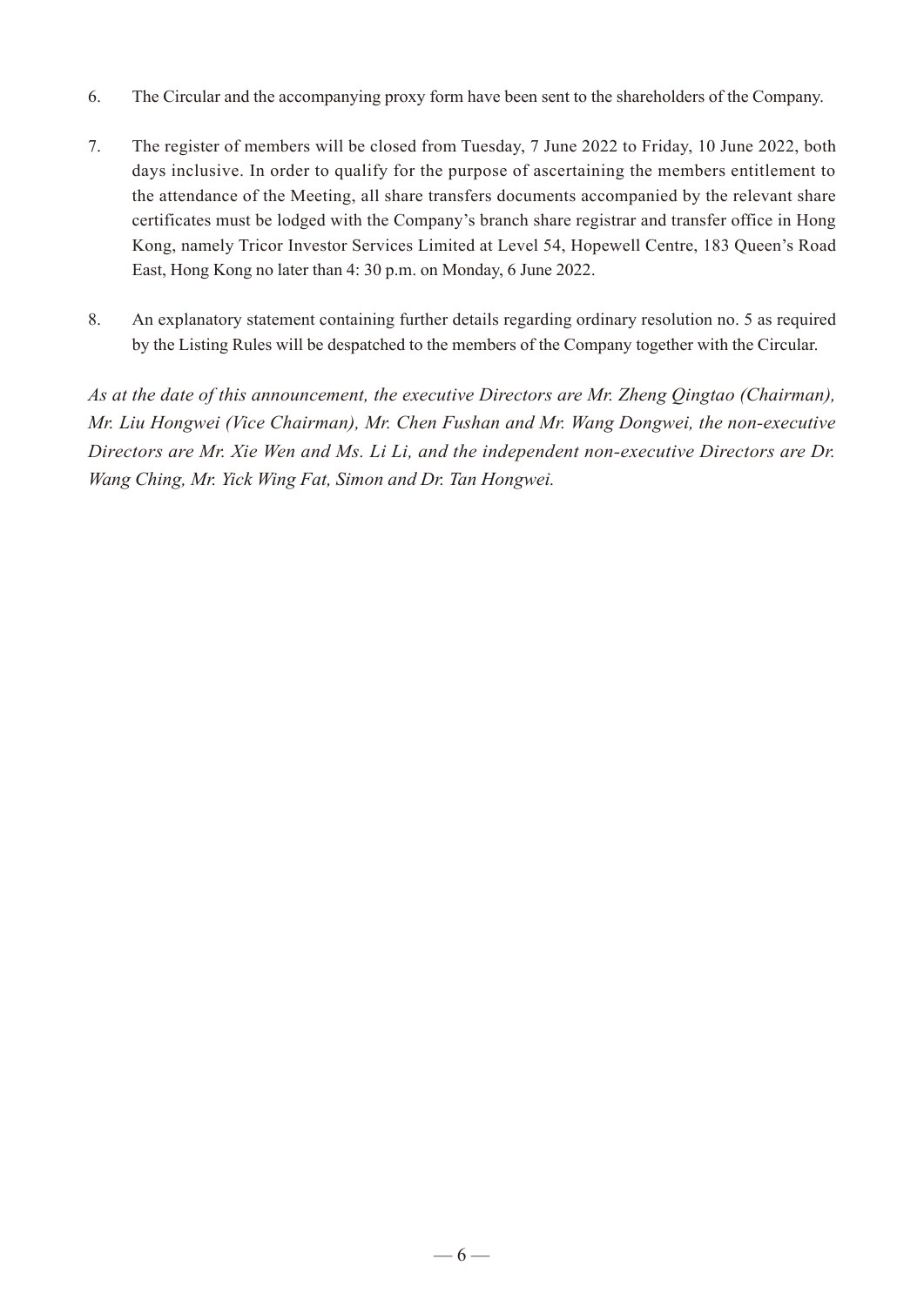6. The Circular and the accompanying proxy form have been sent to the shareholders of the Company.

7. The register of members will be closed from Tuesday, 7 June 2022 to Friday, 10 June 2022, both days inclusive. In order to qualify for the purpose of ascertaining the members entitlement to the attendance of the Meeting, all share transfers documents accompanied by the relevant share certificates must be lodged with the Company's branch share registrar and transfer office in Hong Kong, namely Tricor Investor Services Limited at Level 54, Hopewell Centre, 183 Queen's Road East, Hong Kong no later than 4: 30 p.m. on Monday, 6 June 2022.

8. An explanatory statement containing further details regarding ordinary resolution no. 5 as required by the Listing Rules will be despatched to the members of the Company together with the Circular.

*As at the date of this announcement, the executive Directors are Mr. Zheng Qingtao (Chairman), Mr. Liu Hongwei (Vice Chairman), Mr. Chen Fushan and Mr. Wang Dongwei, the non-executive Directors are Mr. Xie Wen and Ms. Li Li, and the independent non-executive Directors are Dr. Wang Ching, Mr. Yick Wing Fat, Simon and Dr. Tan Hongwei.*